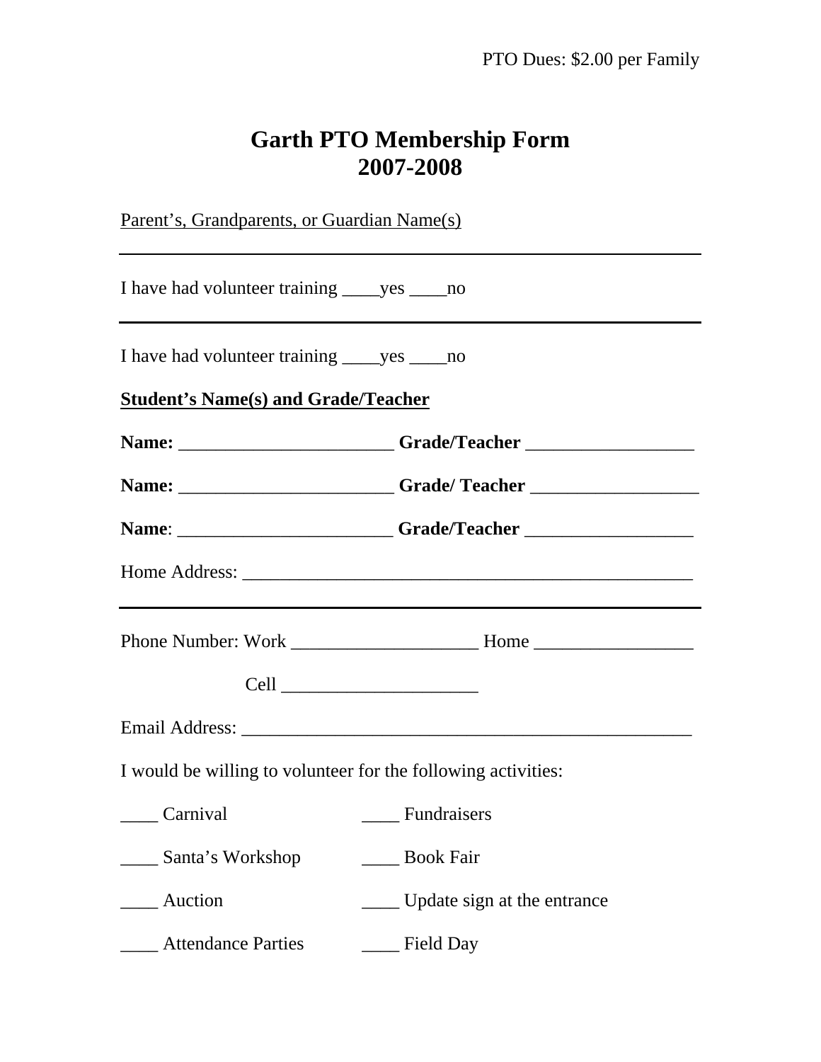PTO Dues: $2.00 per Family

# Garth PTO Membership Form
# 2007-2008

Parent's, Grandparents, or Guardian Name(s)

---

I have had volunteer training ____yes ____no

---

I have had volunteer training ____yes ____no

**Student's Name(s) and Grade/Teacher**

**Name:** _______________________ **Grade/Teacher** __________________

**Name:** _______________________ **Grade/ Teacher** __________________

**Name**: _______________________ **Grade/Teacher** __________________

Home Address: _________________________________________________

---

Phone Number: Work ____________________ Home _________________

Cell _____________________

Email Address: _________________________________________________

I would be willing to volunteer for the following activities:

____ Carnival

____ Santa's Workshop

____ Auction

____ Attendance Parties

____ Fundraisers

____ Book Fair

____ Update sign at the entrance

____ Field Day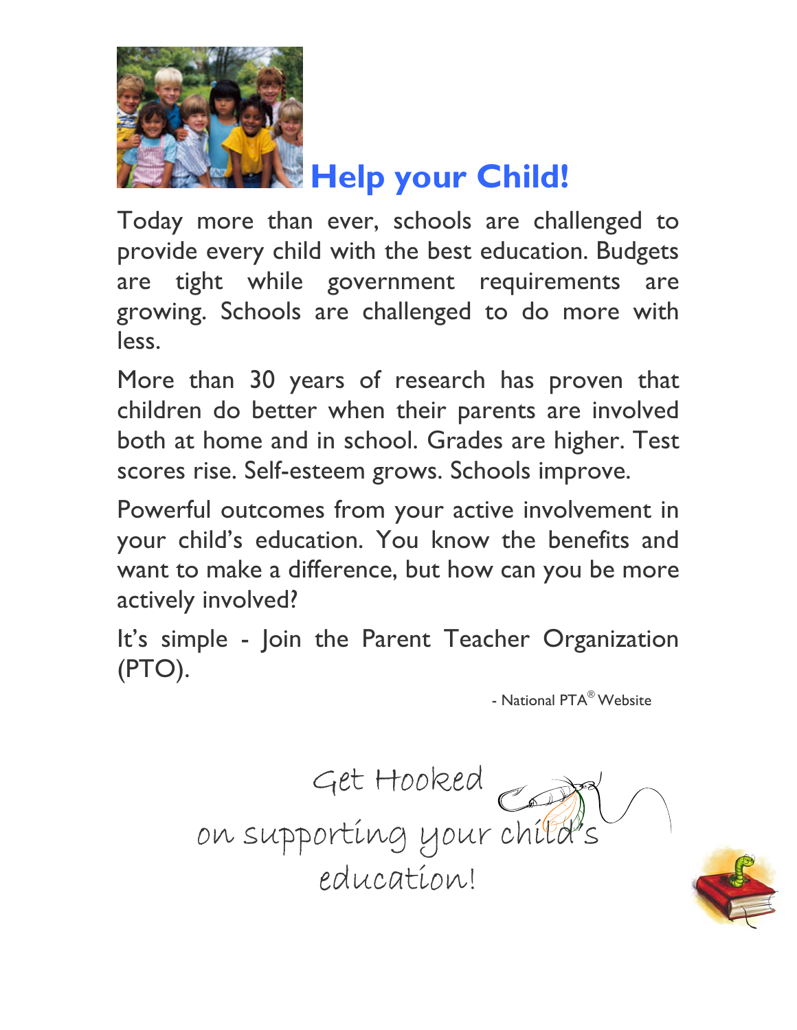# Help your Child!

Today more than ever, schools are challenged to provide every child with the best education. Budgets are tight while government requirements are growing. Schools are challenged to do more with less.

More than 30 years of research has proven that children do better when their parents are involved both at home and in school. Grades are higher. Test scores rise. Self-esteem grows. Schools improve.

Powerful outcomes from your active involvement in your child's education. You know the benefits and want to make a difference, but how can you be more actively involved?

It's simple - Join the Parent Teacher Organization (PTO).

- National PTA® Website

Get Hooked
on supporting your child's
education!